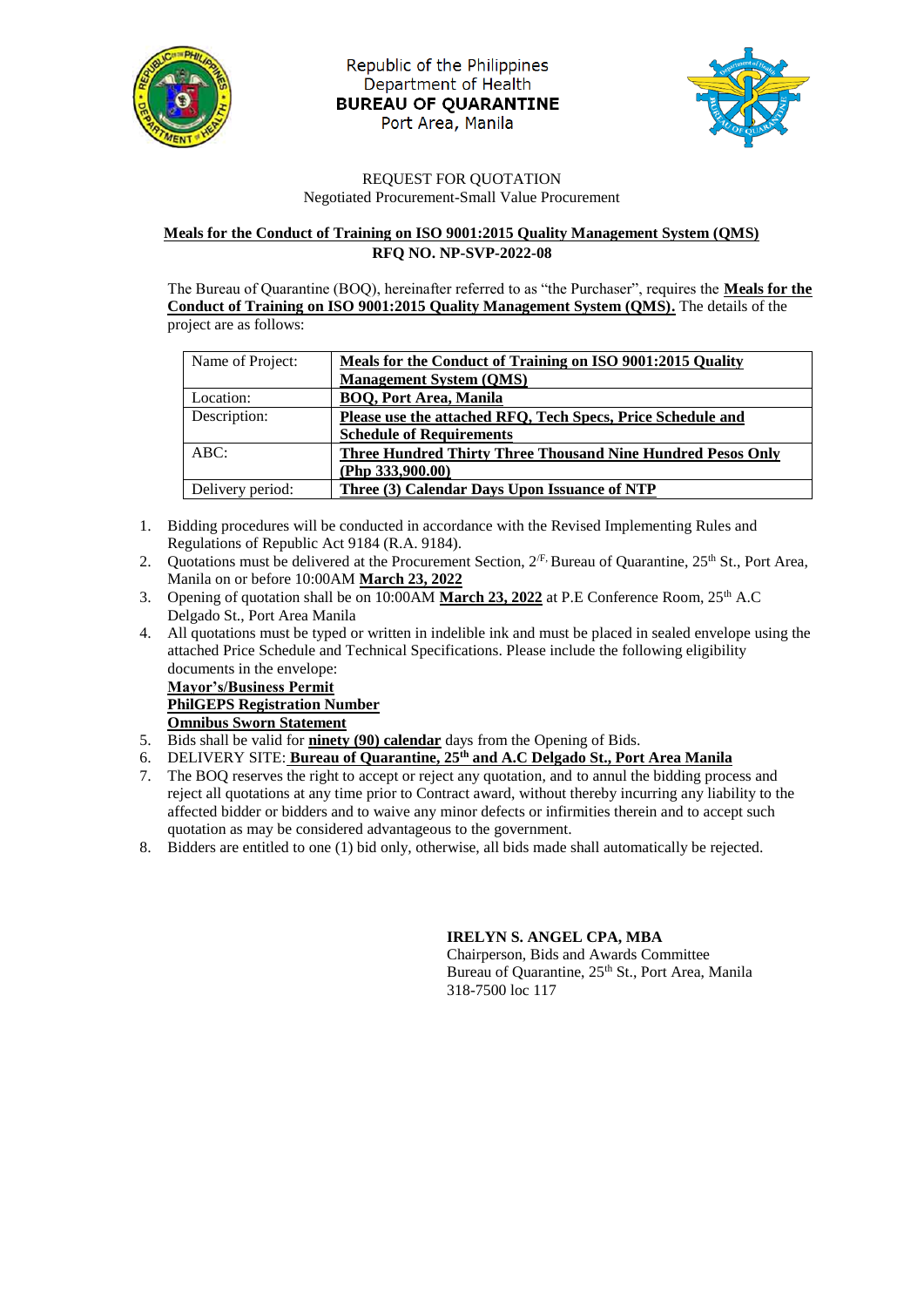Republic of the Philippines
Department of Health
**BUREAU OF QUARANTINE**
Port Area, Manila

REQUEST FOR QUOTATION
Negotiated Procurement-Small Value Procurement

**Meals for the Conduct of Training on ISO 9001:2015 Quality Management System (QMS)**
**RFQ NO. NP-SVP-2022-08**

The Bureau of Quarantine (BOQ), hereinafter referred to as "the Purchaser", requires the **Meals for the Conduct of Training on ISO 9001:2015 Quality Management System (QMS).** The details of the project are as follows:

| | |
|---|---|
| Name of Project: | **Meals for the Conduct of Training on ISO 9001:2015 Quality Management System (QMS)** |
| Location: | **BOQ, Port Area, Manila** |
| Description: | **Please use the attached RFQ, Tech Specs, Price Schedule and Schedule of Requirements** |
| ABC: | **Three Hundred Thirty Three Thousand Nine Hundred Pesos Only (Php 333,900.00)** |
| Delivery period: | **Three (3) Calendar Days Upon Issuance of NTP** |

1. Bidding procedures will be conducted in accordance with the Revised Implementing Rules and Regulations of Republic Act 9184 (R.A. 9184).
2. Quotations must be delivered at the Procurement Section, 2/F, Bureau of Quarantine, 25th St., Port Area, Manila on or before 10:00AM **March 23, 2022**
3. Opening of quotation shall be on 10:00AM **March 23, 2022** at P.E Conference Room, 25th A.C Delgado St., Port Area Manila
4. All quotations must be typed or written in indelible ink and must be placed in sealed envelope using the attached Price Schedule and Technical Specifications. Please include the following eligibility documents in the envelope:
   **Mayor's/Business Permit**
   **PhilGEPS Registration Number**
   **Omnibus Sworn Statement**
5. Bids shall be valid for **ninety (90) calendar** days from the Opening of Bids.
6. DELIVERY SITE: **Bureau of Quarantine, 25th and A.C Delgado St., Port Area Manila**
7. The BOQ reserves the right to accept or reject any quotation, and to annul the bidding process and reject all quotations at any time prior to Contract award, without thereby incurring any liability to the affected bidder or bidders and to waive any minor defects or infirmities therein and to accept such quotation as may be considered advantageous to the government.
8. Bidders are entitled to one (1) bid only, otherwise, all bids made shall automatically be rejected.

**IRELYN S. ANGEL CPA, MBA**
Chairperson, Bids and Awards Committee
Bureau of Quarantine, 25th St., Port Area, Manila
318-7500 loc 117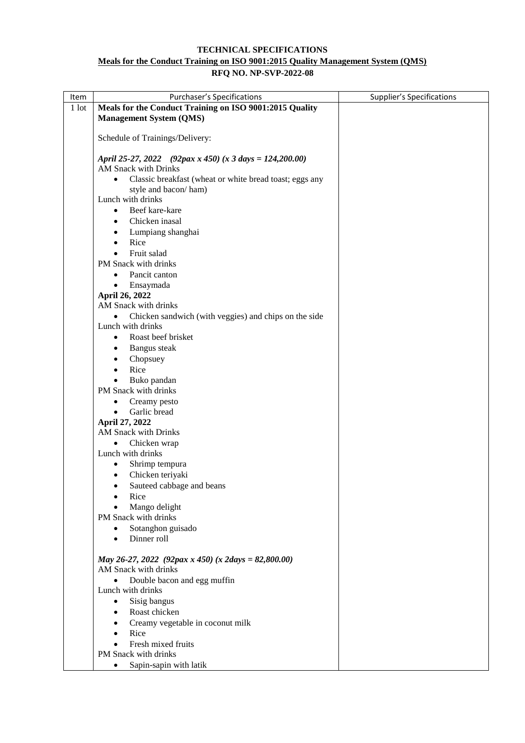**TECHNICAL SPECIFICATIONS**

**Meals for the Conduct Training on ISO 9001:2015 Quality Management System (QMS)**

**RFQ NO. NP-SVP-2022-08**

| Item | Purchaser's Specifications | Supplier's Specifications |
|---|---|---|
| 1 lot | **Meals for the Conduct Training on ISO 9001:2015 Quality Management System (QMS)**<br><br>Schedule of Trainings/Delivery:<br><br>*April 25-27, 2022 (92pax x 450) (x 3 days = 124,200.00)*<br>AM Snack with Drinks<br>• Classic breakfast (wheat or white bread toast; eggs any style and bacon/ ham)<br>Lunch with drinks<br>• Beef kare-kare<br>• Chicken inasal<br>• Lumpiang shanghai<br>• Rice<br>• Fruit salad<br>PM Snack with drinks<br>• Pancit canton<br>• Ensaymada<br>**April 26, 2022**<br>AM Snack with drinks<br>• Chicken sandwich (with veggies) and chips on the side<br>Lunch with drinks<br>• Roast beef brisket<br>• Bangus steak<br>• Chopsuey<br>• Rice<br>• Buko pandan<br>PM Snack with drinks<br>• Creamy pesto<br>• Garlic bread<br>**April 27, 2022**<br>AM Snack with Drinks<br>• Chicken wrap<br>Lunch with drinks<br>• Shrimp tempura<br>• Chicken teriyaki<br>• Sauteed cabbage and beans<br>• Rice<br>• Mango delight<br>PM Snack with drinks<br>• Sotanghon guisado<br>• Dinner roll<br><br>*May 26-27, 2022 (92pax x 450) (x 2days = 82,800.00)*<br>AM Snack with drinks<br>• Double bacon and egg muffin<br>Lunch with drinks<br>• Sisig bangus<br>• Roast chicken<br>• Creamy vegetable in coconut milk<br>• Rice<br>• Fresh mixed fruits<br>PM Snack with drinks<br>• Sapin-sapin with latik | |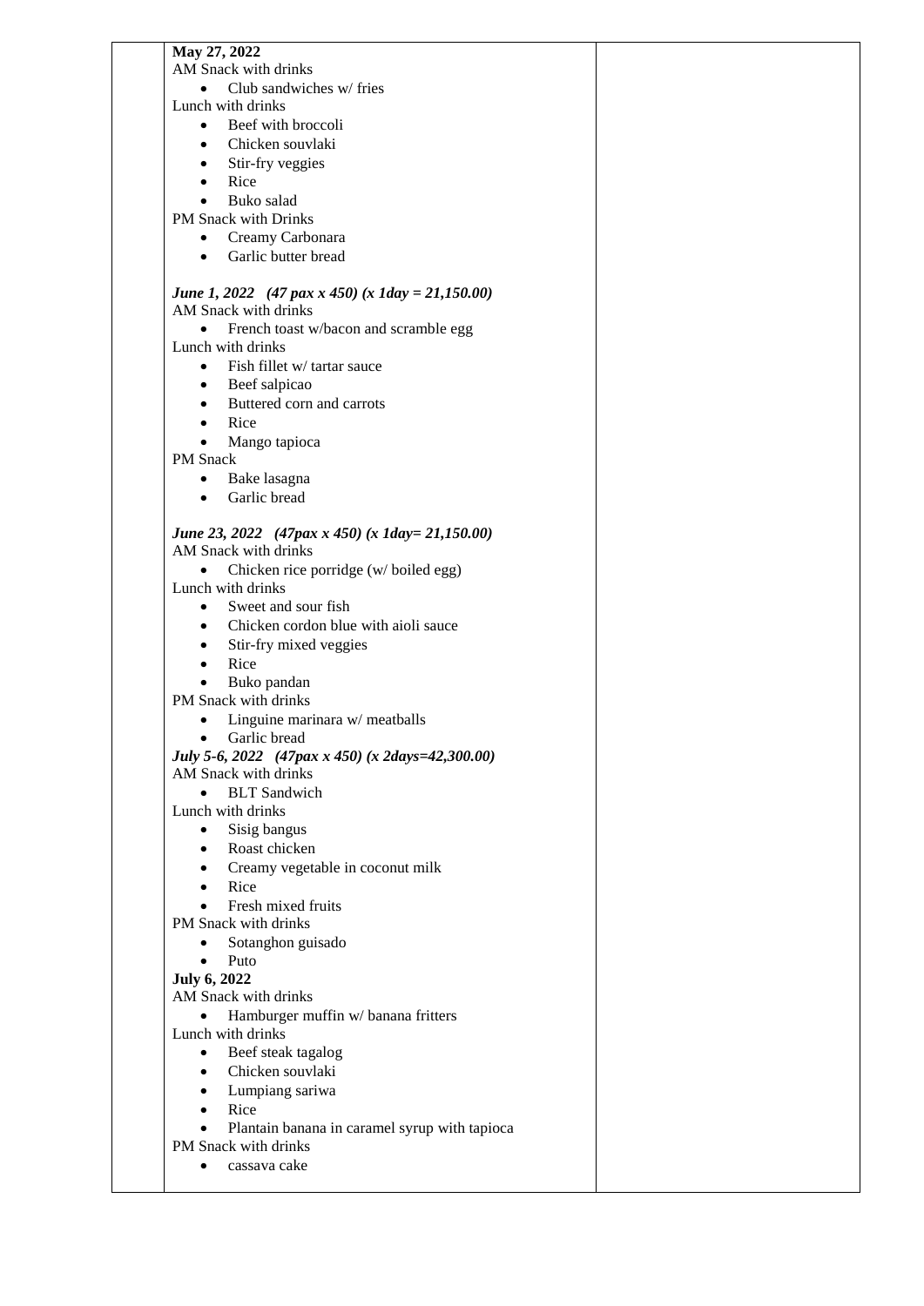| | | |
|---|---|---|
| | **May 27, 2022**<br>AM Snack with drinks<br>• Club sandwiches w/ fries<br>Lunch with drinks<br>• Beef with broccoli<br>• Chicken souvlaki<br>• Stir-fry veggies<br>• Rice<br>• Buko salad<br>PM Snack with Drinks<br>• Creamy Carbonara<br>• Garlic butter bread<br><br>***June 1, 2022 (47 pax x 450) (x 1day = 21,150.00)***<br>AM Snack with drinks<br>• French toast w/bacon and scramble egg<br>Lunch with drinks<br>• Fish fillet w/ tartar sauce<br>• Beef salpicao<br>• Buttered corn and carrots<br>• Rice<br>• Mango tapioca<br>PM Snack<br>• Bake lasagna<br>• Garlic bread<br><br>***June 23, 2022 (47pax x 450) (x 1day= 21,150.00)***<br>AM Snack with drinks<br>• Chicken rice porridge (w/ boiled egg)<br>Lunch with drinks<br>• Sweet and sour fish<br>• Chicken cordon blue with aioli sauce<br>• Stir-fry mixed veggies<br>• Rice<br>• Buko pandan<br>PM Snack with drinks<br>• Linguine marinara w/ meatballs<br>• Garlic bread<br>***July 5-6, 2022 (47pax x 450) (x 2days=42,300.00)***<br>AM Snack with drinks<br>• BLT Sandwich<br>Lunch with drinks<br>• Sisig bangus<br>• Roast chicken<br>• Creamy vegetable in coconut milk<br>• Rice<br>• Fresh mixed fruits<br>PM Snack with drinks<br>• Sotanghon guisado<br>• Puto<br>**July 6, 2022**<br>AM Snack with drinks<br>• Hamburger muffin w/ banana fritters<br>Lunch with drinks<br>• Beef steak tagalog<br>• Chicken souvlaki<br>• Lumpiang sariwa<br>• Rice<br>• Plantain banana in caramel syrup with tapioca<br>PM Snack with drinks<br>• cassava cake | |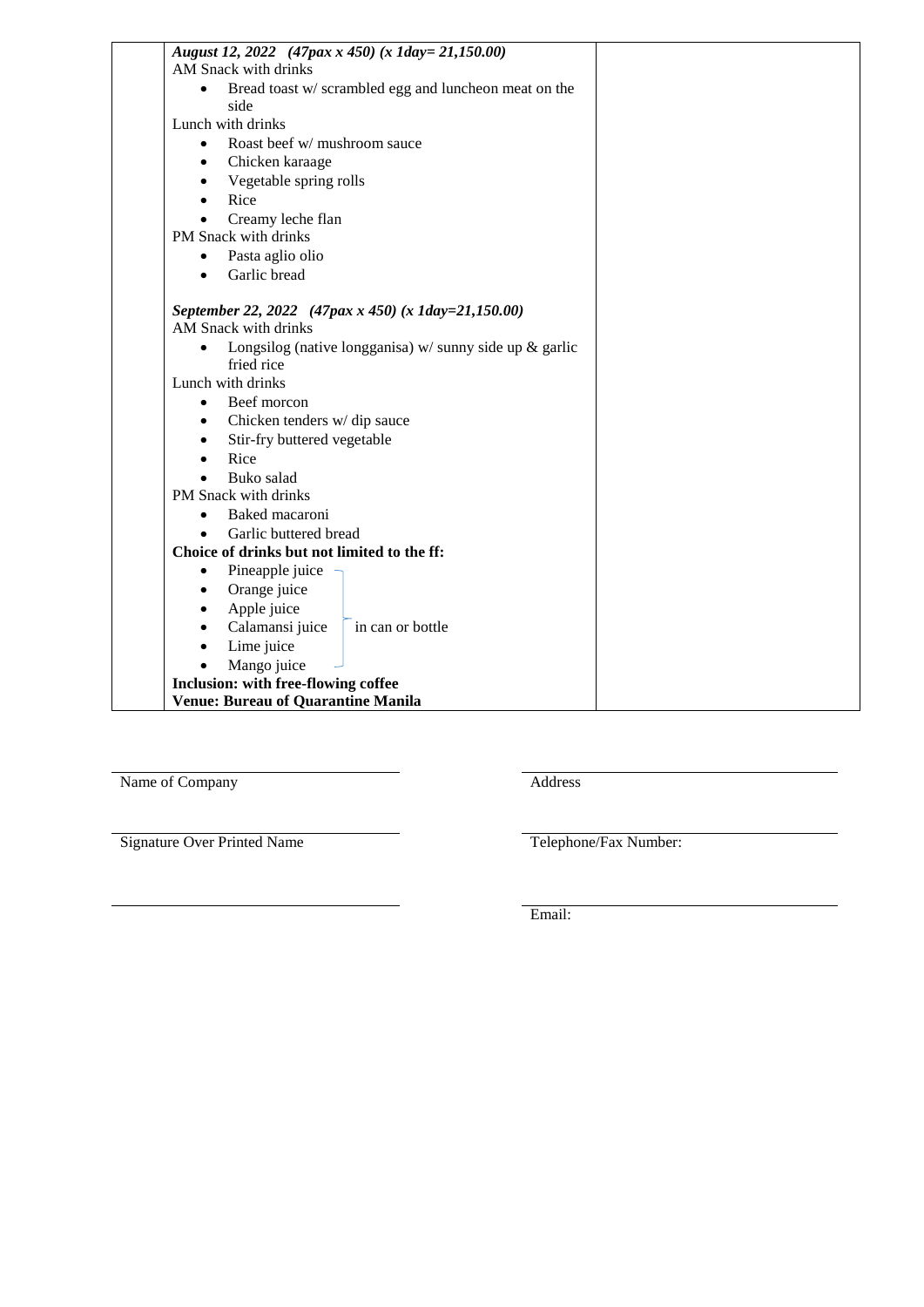| | | |
|---|---|---|
| | *August 12, 2022 (47pax x 450) (x 1day= 21,150.00)*<br>AM Snack with drinks<br>• Bread toast w/ scrambled egg and luncheon meat on the side<br>Lunch with drinks<br>• Roast beef w/ mushroom sauce<br>• Chicken karaage<br>• Vegetable spring rolls<br>• Rice<br>• Creamy leche flan<br>PM Snack with drinks<br>• Pasta aglio olio<br>• Garlic bread<br><br>*September 22, 2022 (47pax x 450) (x 1day=21,150.00)*<br>AM Snack with drinks<br>• Longsilog (native longganisa) w/ sunny side up & garlic fried rice<br>Lunch with drinks<br>• Beef morcon<br>• Chicken tenders w/ dip sauce<br>• Stir-fry buttered vegetable<br>• Rice<br>• Buko salad<br>PM Snack with drinks<br>• Baked macaroni<br>• Garlic buttered bread<br>**Choice of drinks but not limited to the ff:**<br>• Pineapple juice<br>• Orange juice<br>• Apple juice<br>• Calamansi juice<br>• Lime juice<br>• Mango juice<br>(in can or bottle)<br>**Inclusion: with free-flowing coffee**<br>**Venue: Bureau of Quarantine Manila** | |

Name of Company

Address

Signature Over Printed Name

Telephone/Fax Number:

Email: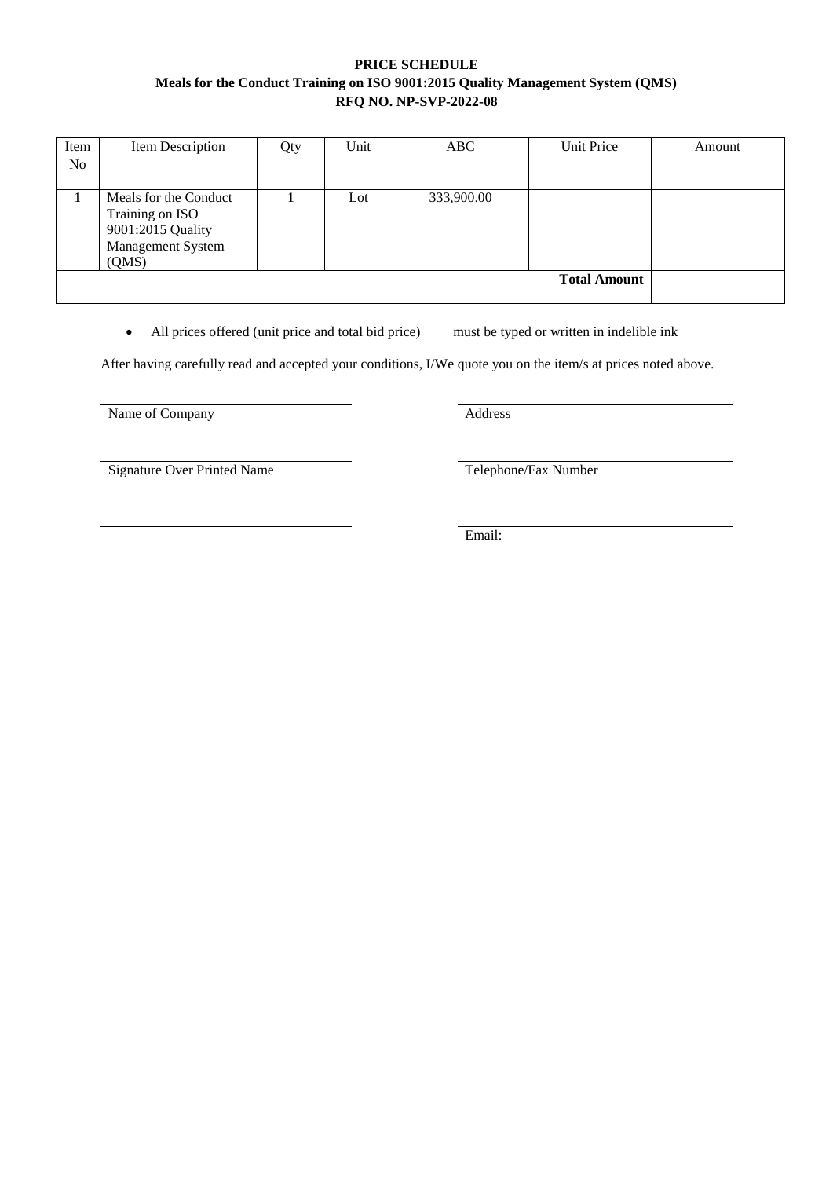**PRICE SCHEDULE**

**Meals for the Conduct Training on ISO 9001:2015 Quality Management System (QMS)**

**RFQ NO. NP-SVP-2022-08**

| Item No | Item Description | Qty | Unit | ABC | Unit Price | Amount |
|---|---|---|---|---|---|---|
| 1 | Meals for the Conduct Training on ISO 9001:2015 Quality Management System (QMS) | 1 | Lot | 333,900.00 | | |
| | | | | | **Total Amount** | |

- All prices offered (unit price and total bid price) must be typed or written in indelible ink

After having carefully read and accepted your conditions, I/We quote you on the item/s at prices noted above.

\_\_\_\_\_\_\_\_\_\_\_\_\_\_\_\_\_\_\_\_\_\_\_\_\_\_\_\_\_\_
Name of Company

\_\_\_\_\_\_\_\_\_\_\_\_\_\_\_\_\_\_\_\_\_\_\_\_\_\_\_\_\_\_
Address

\_\_\_\_\_\_\_\_\_\_\_\_\_\_\_\_\_\_\_\_\_\_\_\_\_\_\_\_\_\_
Signature Over Printed Name

\_\_\_\_\_\_\_\_\_\_\_\_\_\_\_\_\_\_\_\_\_\_\_\_\_\_\_\_\_\_
Telephone/Fax Number

\_\_\_\_\_\_\_\_\_\_\_\_\_\_\_\_\_\_\_\_\_\_\_\_\_\_\_\_\_\_

\_\_\_\_\_\_\_\_\_\_\_\_\_\_\_\_\_\_\_\_\_\_\_\_\_\_\_\_\_\_
Email: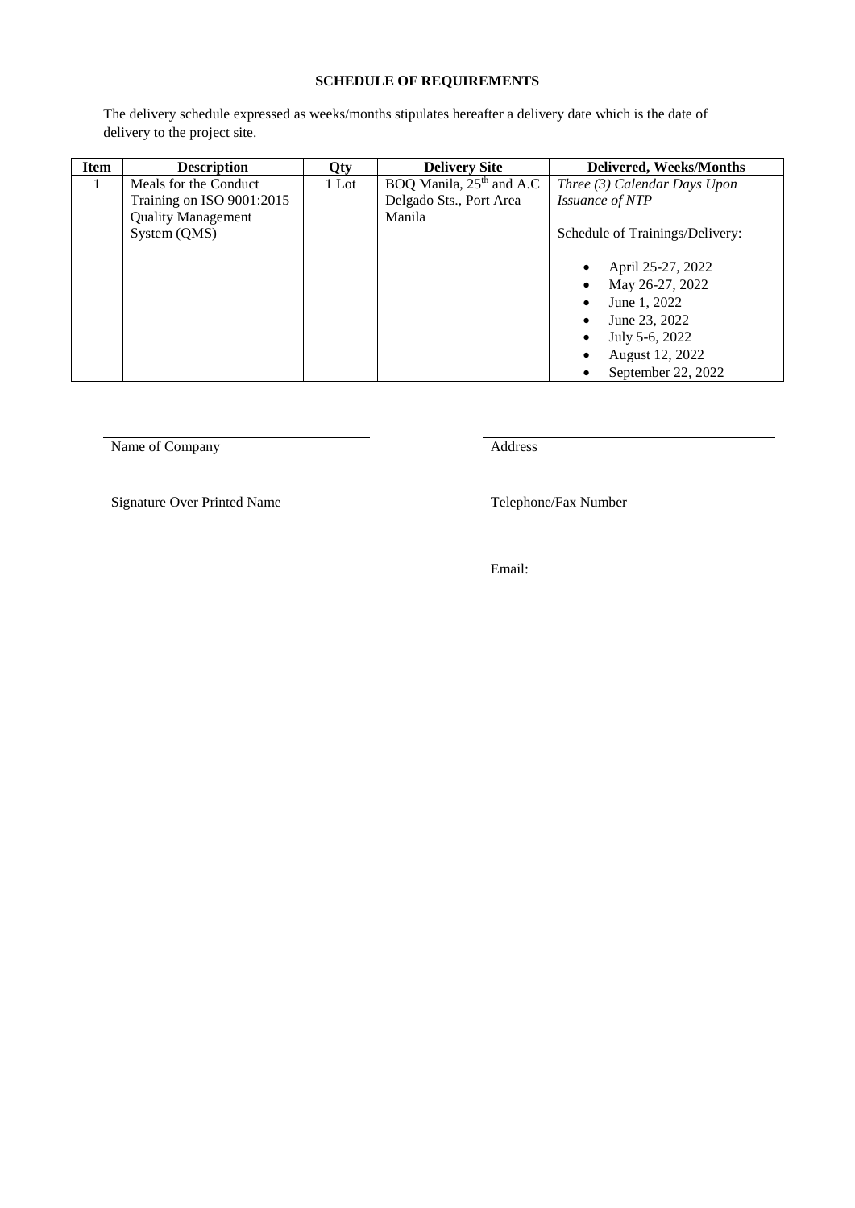**SCHEDULE OF REQUIREMENTS**

The delivery schedule expressed as weeks/months stipulates hereafter a delivery date which is the date of delivery to the project site.

| Item | Description | Qty | Delivery Site | Delivered, Weeks/Months |
|---|---|---|---|---|
| 1 | Meals for the Conduct Training on ISO 9001:2015 Quality Management System (QMS) | 1 Lot | BOQ Manila, 25th and A.C Delgado Sts., Port Area Manila | *Three (3) Calendar Days Upon Issuance of NTP*<br><br>Schedule of Trainings/Delivery:<br><br>• April 25-27, 2022<br>• May 26-27, 2022<br>• June 1, 2022<br>• June 23, 2022<br>• July 5-6, 2022<br>• August 12, 2022<br>• September 22, 2022 |

Name of Company

Address

Signature Over Printed Name

Telephone/Fax Number

Email: